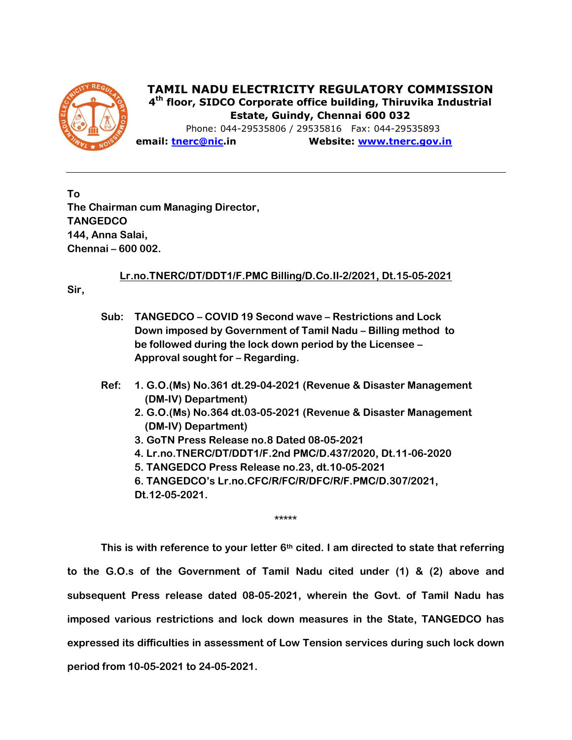# TAMIL NADU ELECTRICITY REGULATORY COMMISSION

**4th floor, SIDCO Corporate office building, Thiruvika Industrial Estate, Guindy, Chennai 600 032**

Phone: 044-29535806 / 29535816 Fax: 044-29535893

**email: tnerc@nic.in Website: www.tnerc.gov.in**

---

**To**
**The Chairman cum Managing Director,**
**TANGEDCO**
**144, Anna Salai,**
**Chennai – 600 002.**

**Lr.no.TNERC/DT/DDT1/F.PMC Billing/D.Co.II-2/2021, Dt.15-05-2021**

**Sir,**

**Sub: TANGEDCO – COVID 19 Second wave – Restrictions and Lock Down imposed by Government of Tamil Nadu – Billing method to be followed during the lock down period by the Licensee – Approval sought for – Regarding.**

**Ref:**
1. **G.O.(Ms) No.361 dt.29-04-2021 (Revenue & Disaster Management (DM-IV) Department)**
2. **G.O.(Ms) No.364 dt.03-05-2021 (Revenue & Disaster Management (DM-IV) Department)**
3. **GoTN Press Release no.8 Dated 08-05-2021**
4. **Lr.no.TNERC/DT/DDT1/F.2nd PMC/D.437/2020, Dt.11-06-2020**
5. **TANGEDCO Press Release no.23, dt.10-05-2021**
6. **TANGEDCO's Lr.no.CFC/R/FC/R/DFC/R/F.PMC/D.307/2021, Dt.12-05-2021.**

*****

**This is with reference to your letter 6th cited. I am directed to state that referring to the G.O.s of the Government of Tamil Nadu cited under (1) & (2) above and subsequent Press release dated 08-05-2021, wherein the Govt. of Tamil Nadu has imposed various restrictions and lock down measures in the State, TANGEDCO has expressed its difficulties in assessment of Low Tension services during such lock down period from 10-05-2021 to 24-05-2021.**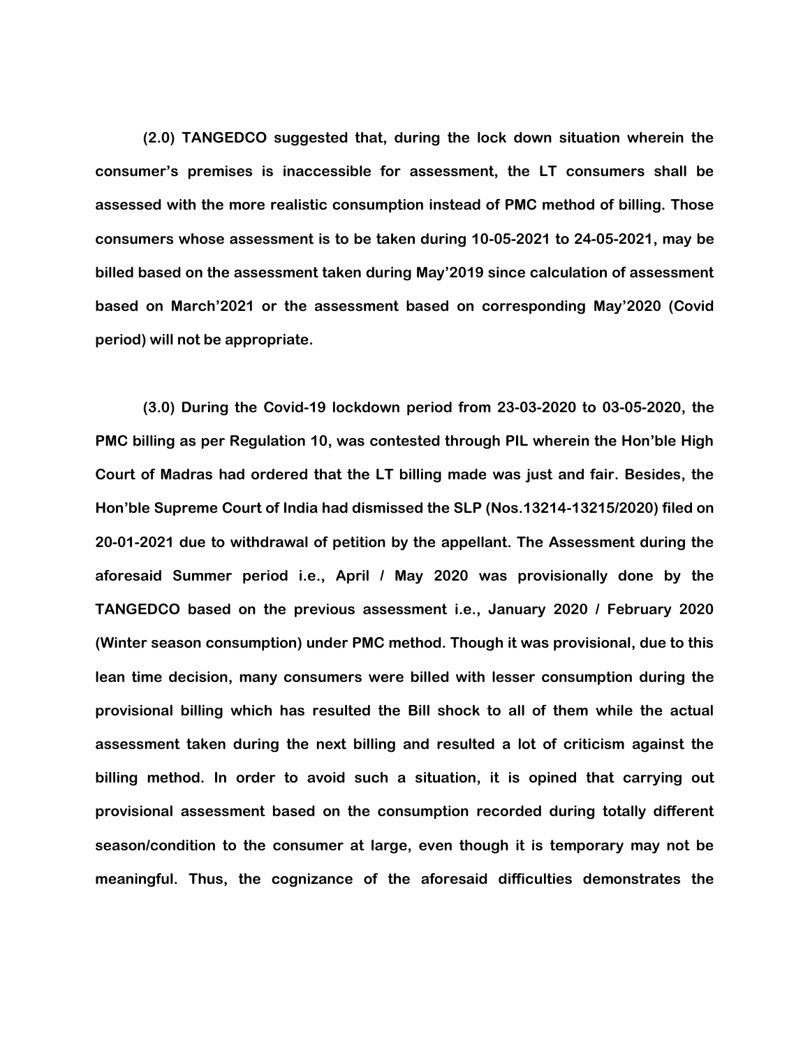**(2.0) TANGEDCO suggested that, during the lock down situation wherein the consumer's premises is inaccessible for assessment, the LT consumers shall be assessed with the more realistic consumption instead of PMC method of billing. Those consumers whose assessment is to be taken during 10-05-2021 to 24-05-2021, may be billed based on the assessment taken during May'2019 since calculation of assessment based on March'2021 or the assessment based on corresponding May'2020 (Covid period) will not be appropriate.**

**(3.0) During the Covid-19 lockdown period from 23-03-2020 to 03-05-2020, the PMC billing as per Regulation 10, was contested through PIL wherein the Hon'ble High Court of Madras had ordered that the LT billing made was just and fair. Besides, the Hon'ble Supreme Court of India had dismissed the SLP (Nos.13214-13215/2020) filed on 20-01-2021 due to withdrawal of petition by the appellant. The Assessment during the aforesaid Summer period i.e., April / May 2020 was provisionally done by the TANGEDCO based on the previous assessment i.e., January 2020 / February 2020 (Winter season consumption) under PMC method. Though it was provisional, due to this lean time decision, many consumers were billed with lesser consumption during the provisional billing which has resulted the Bill shock to all of them while the actual assessment taken during the next billing and resulted a lot of criticism against the billing method. In order to avoid such a situation, it is opined that carrying out provisional assessment based on the consumption recorded during totally different season/condition to the consumer at large, even though it is temporary may not be meaningful. Thus, the cognizance of the aforesaid difficulties demonstrates the**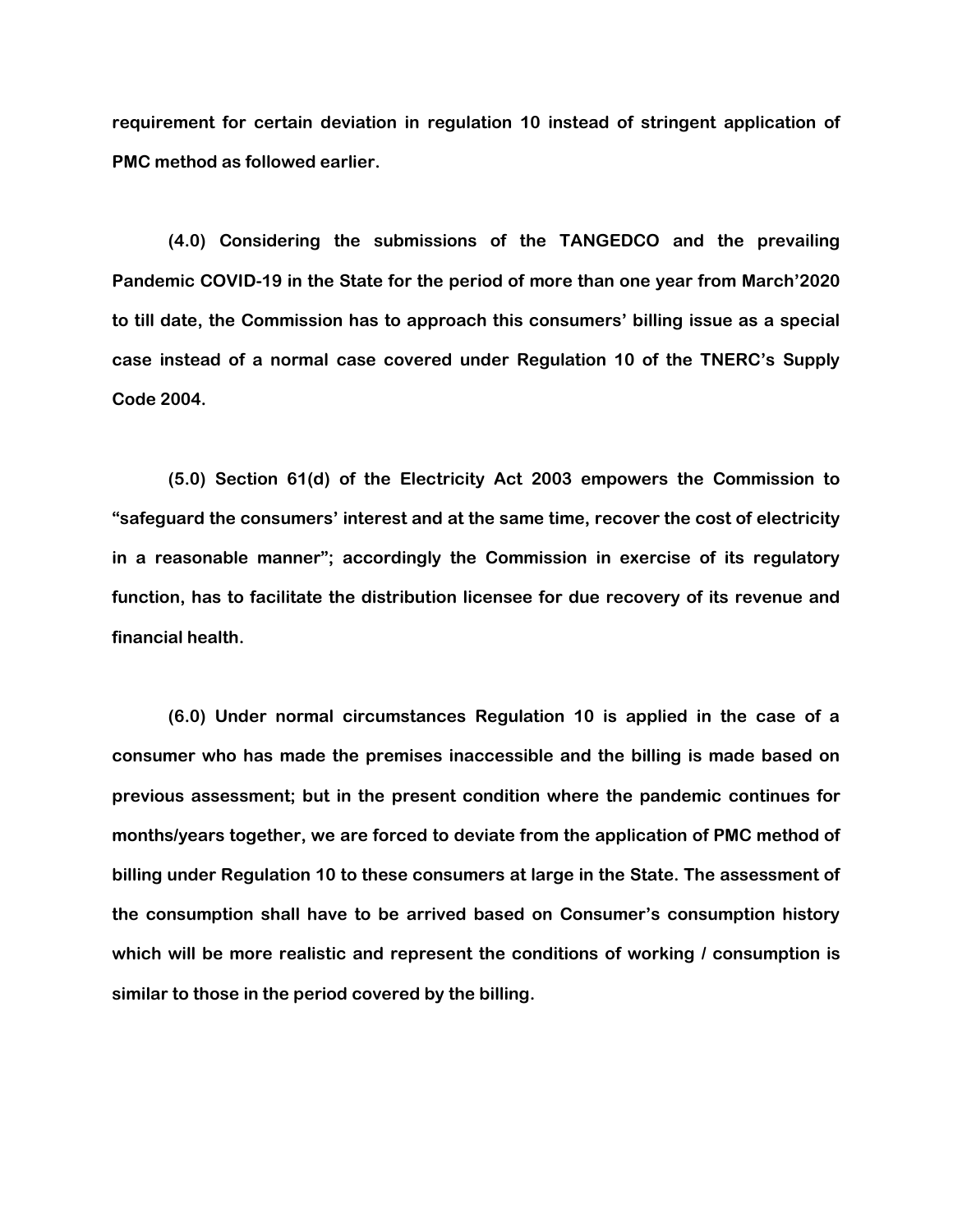**requirement for certain deviation in regulation 10 instead of stringent application of PMC method as followed earlier.**

**(4.0) Considering the submissions of the TANGEDCO and the prevailing Pandemic COVID-19 in the State for the period of more than one year from March'2020 to till date, the Commission has to approach this consumers' billing issue as a special case instead of a normal case covered under Regulation 10 of the TNERC's Supply Code 2004.**

**(5.0) Section 61(d) of the Electricity Act 2003 empowers the Commission to "safeguard the consumers' interest and at the same time, recover the cost of electricity in a reasonable manner"; accordingly the Commission in exercise of its regulatory function, has to facilitate the distribution licensee for due recovery of its revenue and financial health.**

**(6.0) Under normal circumstances Regulation 10 is applied in the case of a consumer who has made the premises inaccessible and the billing is made based on previous assessment; but in the present condition where the pandemic continues for months/years together, we are forced to deviate from the application of PMC method of billing under Regulation 10 to these consumers at large in the State. The assessment of the consumption shall have to be arrived based on Consumer's consumption history which will be more realistic and represent the conditions of working / consumption is similar to those in the period covered by the billing.**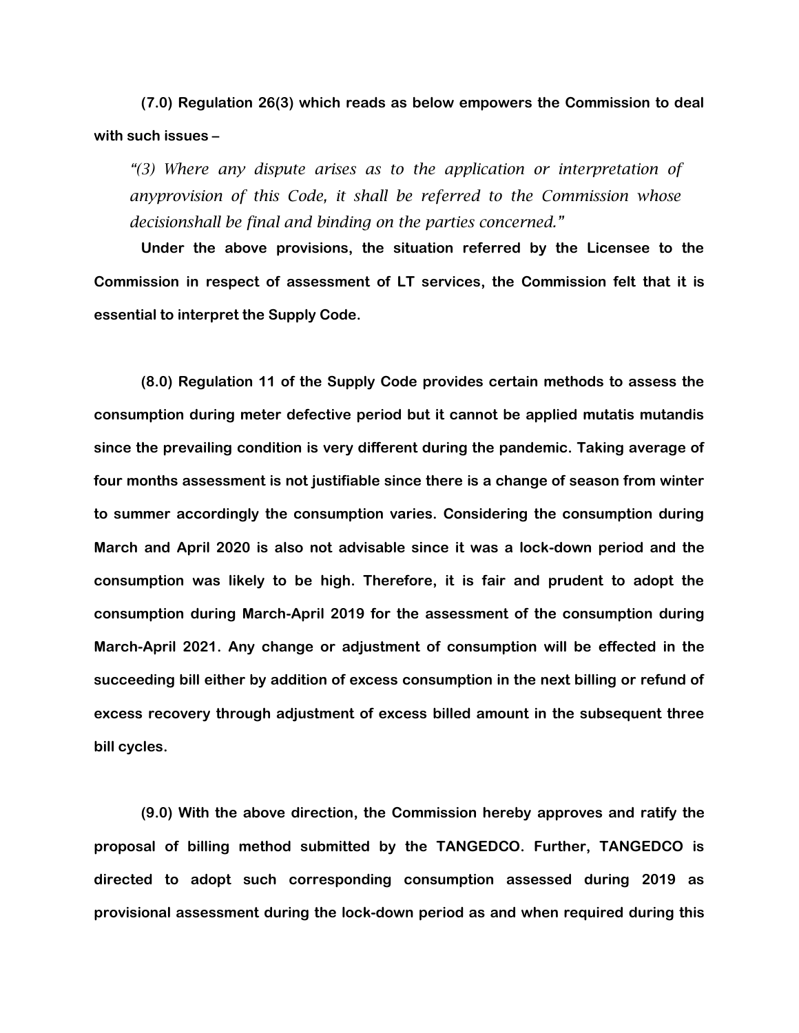**(7.0) Regulation 26(3) which reads as below empowers the Commission to deal with such issues –**

*"(3) Where any dispute arises as to the application or interpretation of anyprovision of this Code, it shall be referred to the Commission whose decisionshall be final and binding on the parties concerned."*

**Under the above provisions, the situation referred by the Licensee to the Commission in respect of assessment of LT services, the Commission felt that it is essential to interpret the Supply Code.**

**(8.0) Regulation 11 of the Supply Code provides certain methods to assess the consumption during meter defective period but it cannot be applied mutatis mutandis since the prevailing condition is very different during the pandemic. Taking average of four months assessment is not justifiable since there is a change of season from winter to summer accordingly the consumption varies. Considering the consumption during March and April 2020 is also not advisable since it was a lock-down period and the consumption was likely to be high. Therefore, it is fair and prudent to adopt the consumption during March-April 2019 for the assessment of the consumption during March-April 2021. Any change or adjustment of consumption will be effected in the succeeding bill either by addition of excess consumption in the next billing or refund of excess recovery through adjustment of excess billed amount in the subsequent three bill cycles.**

**(9.0) With the above direction, the Commission hereby approves and ratify the proposal of billing method submitted by the TANGEDCO. Further, TANGEDCO is directed to adopt such corresponding consumption assessed during 2019 as provisional assessment during the lock-down period as and when required during this**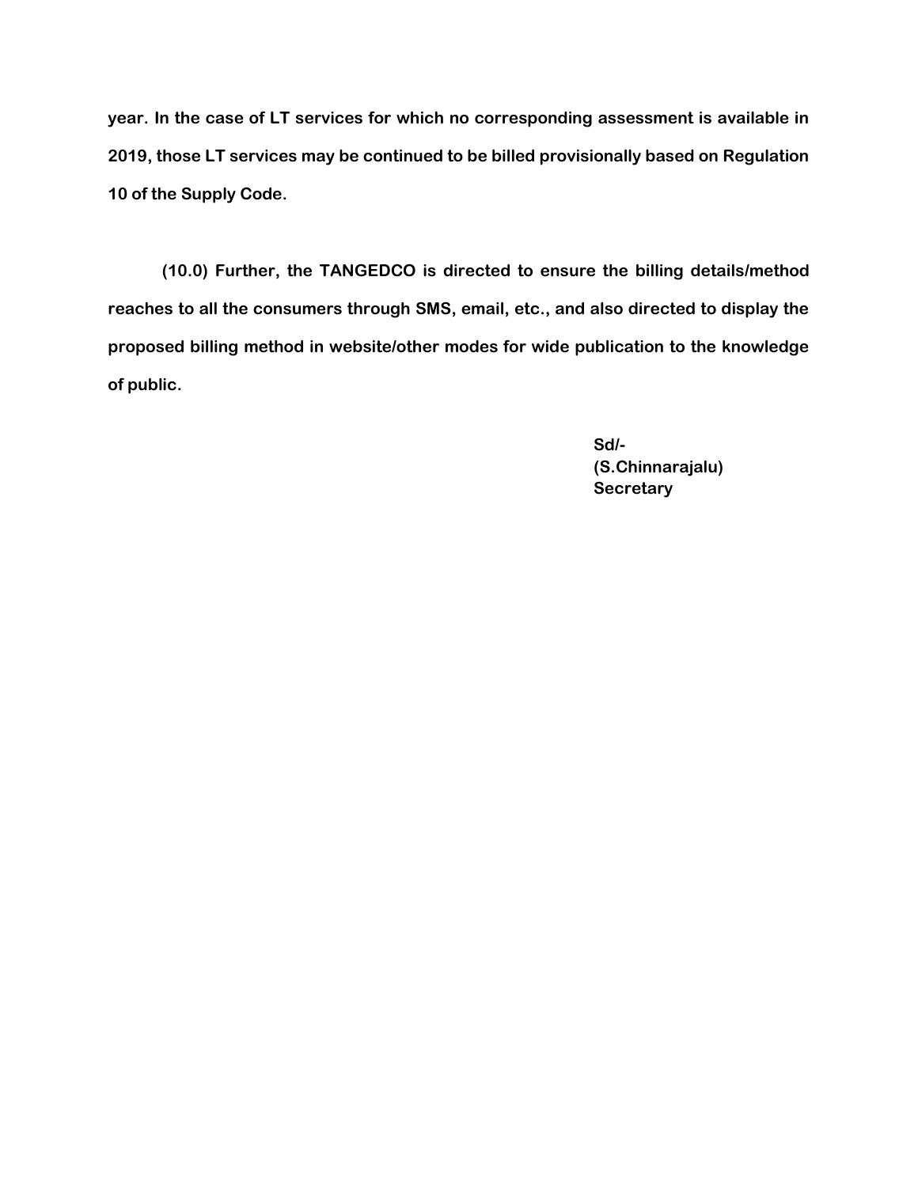**year. In the case of LT services for which no corresponding assessment is available in 2019, those LT services may be continued to be billed provisionally based on Regulation 10 of the Supply Code.**

**(10.0) Further, the TANGEDCO is directed to ensure the billing details/method reaches to all the consumers through SMS, email, etc., and also directed to display the proposed billing method in website/other modes for wide publication to the knowledge of public.**

**Sd/-**
**(S.Chinnarajalu)**
**Secretary**